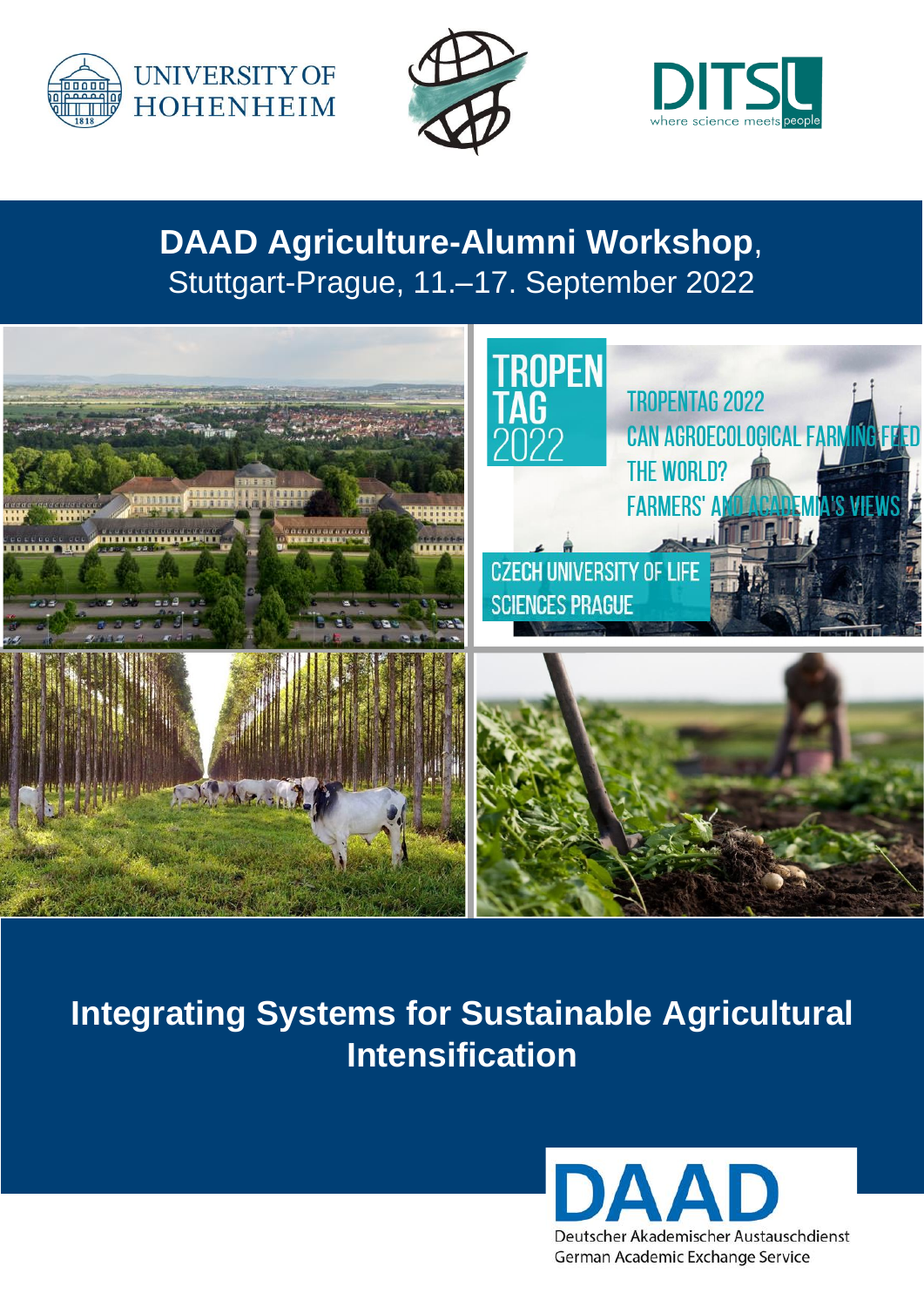UNIVERSITY OF HOHENHEIM

DITSL where science meets people

# DAAD Agriculture-Alumni Workshop, Stuttgart-Prague, 11.–17. September 2022

TROPEN TAG 2022

TROPENTAG 2022
CAN AGROECOLOGICAL FARMING FEED THE WORLD?
FARMERS' AND ACADEMIA'S VIEWS

CZECH UNIVERSITY OF LIFE SCIENCES PRAGUE

# Integrating Systems for Sustainable Agricultural Intensification

DAAD
Deutscher Akademischer Austauschdienst
German Academic Exchange Service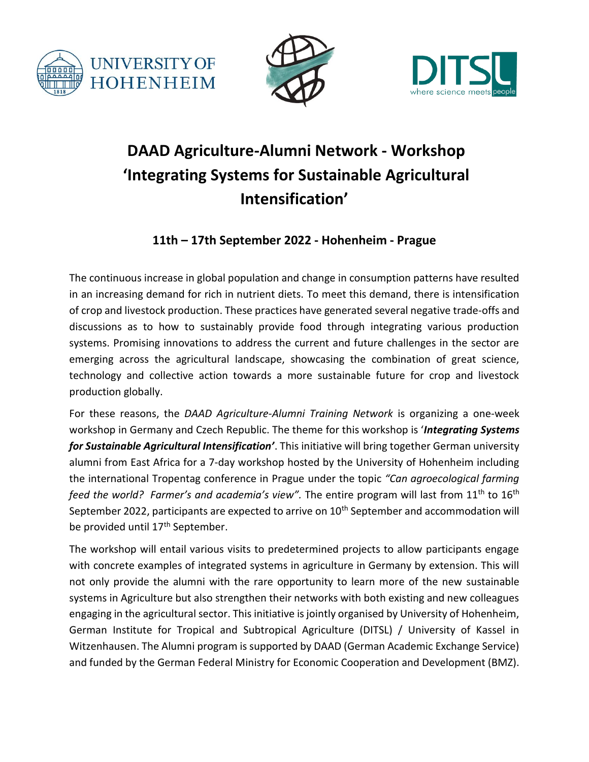# DAAD Agriculture-Alumni Network - Workshop 'Integrating Systems for Sustainable Agricultural Intensification'

## 11th – 17th September 2022 - Hohenheim - Prague

The continuous increase in global population and change in consumption patterns have resulted in an increasing demand for rich in nutrient diets. To meet this demand, there is intensification of crop and livestock production. These practices have generated several negative trade-offs and discussions as to how to sustainably provide food through integrating various production systems. Promising innovations to address the current and future challenges in the sector are emerging across the agricultural landscape, showcasing the combination of great science, technology and collective action towards a more sustainable future for crop and livestock production globally.

For these reasons, the *DAAD Agriculture-Alumni Training Network* is organizing a one-week workshop in Germany and Czech Republic. The theme for this workshop is '***Integrating Systems for Sustainable Agricultural Intensification'***. This initiative will bring together German university alumni from East Africa for a 7-day workshop hosted by the University of Hohenheim including the international Tropentag conference in Prague under the topic *"Can agroecological farming feed the world? Farmer's and academia's view".* The entire program will last from 11th to 16th September 2022, participants are expected to arrive on 10th September and accommodation will be provided until 17th September.

The workshop will entail various visits to predetermined projects to allow participants engage with concrete examples of integrated systems in agriculture in Germany by extension. This will not only provide the alumni with the rare opportunity to learn more of the new sustainable systems in Agriculture but also strengthen their networks with both existing and new colleagues engaging in the agricultural sector. This initiative is jointly organised by University of Hohenheim, German Institute for Tropical and Subtropical Agriculture (DITSL) / University of Kassel in Witzenhausen. The Alumni program is supported by DAAD (German Academic Exchange Service) and funded by the German Federal Ministry for Economic Cooperation and Development (BMZ).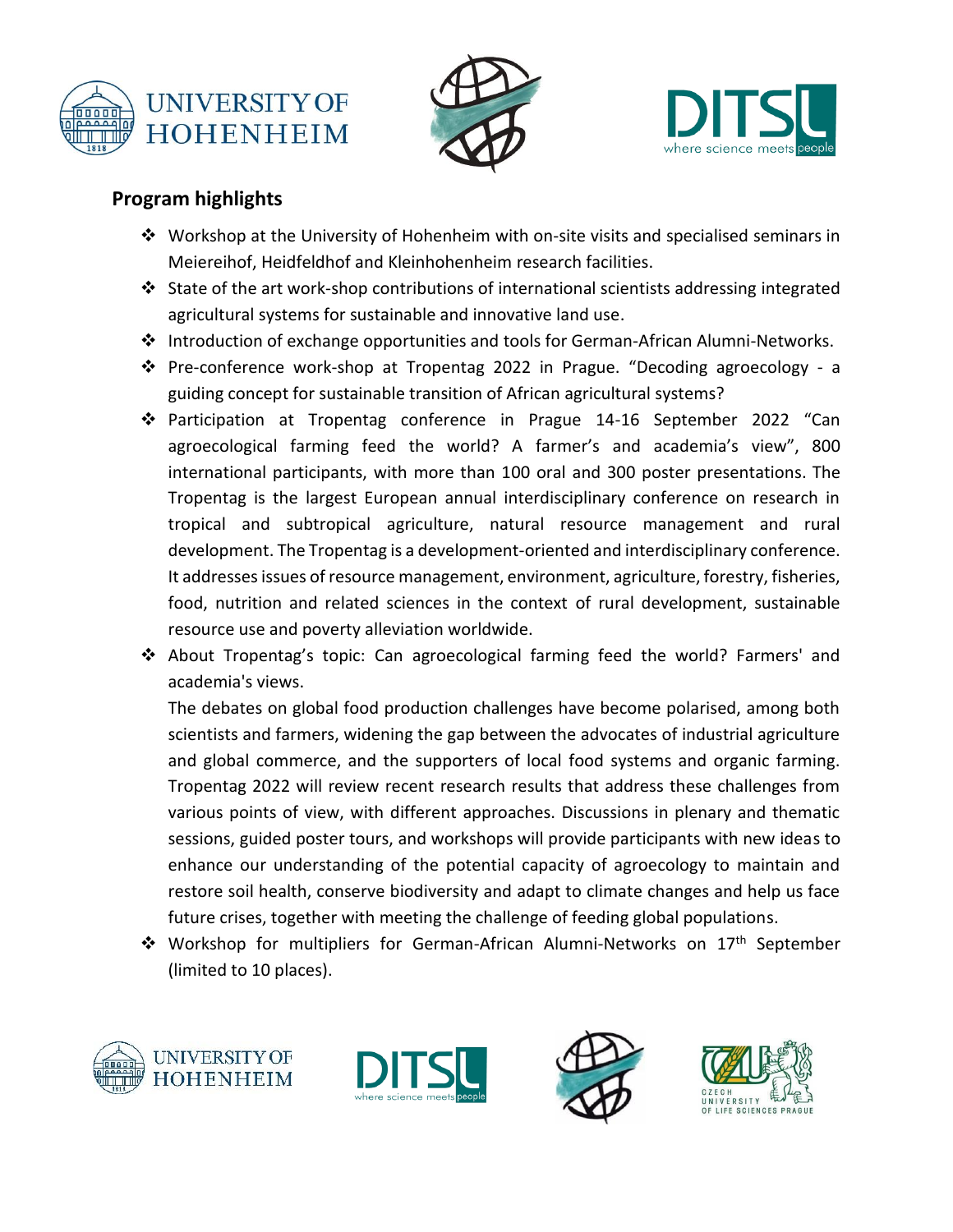## Program highlights

- Workshop at the University of Hohenheim with on-site visits and specialised seminars in Meiereihof, Heidfeldhof and Kleinhohenheim research facilities.
- State of the art work-shop contributions of international scientists addressing integrated agricultural systems for sustainable and innovative land use.
- Introduction of exchange opportunities and tools for German-African Alumni-Networks.
- Pre-conference work-shop at Tropentag 2022 in Prague. "Decoding agroecology - a guiding concept for sustainable transition of African agricultural systems?
- Participation at Tropentag conference in Prague 14-16 September 2022 "Can agroecological farming feed the world? A farmer's and academia's view", 800 international participants, with more than 100 oral and 300 poster presentations. The Tropentag is the largest European annual interdisciplinary conference on research in tropical and subtropical agriculture, natural resource management and rural development. The Tropentag is a development-oriented and interdisciplinary conference. It addresses issues of resource management, environment, agriculture, forestry, fisheries, food, nutrition and related sciences in the context of rural development, sustainable resource use and poverty alleviation worldwide.
- About Tropentag's topic: Can agroecological farming feed the world? Farmers' and academia's views.

  The debates on global food production challenges have become polarised, among both scientists and farmers, widening the gap between the advocates of industrial agriculture and global commerce, and the supporters of local food systems and organic farming. Tropentag 2022 will review recent research results that address these challenges from various points of view, with different approaches. Discussions in plenary and thematic sessions, guided poster tours, and workshops will provide participants with new ideas to enhance our understanding of the potential capacity of agroecology to maintain and restore soil health, conserve biodiversity and adapt to climate changes and help us face future crises, together with meeting the challenge of feeding global populations.
- Workshop for multipliers for German-African Alumni-Networks on 17th September (limited to 10 places).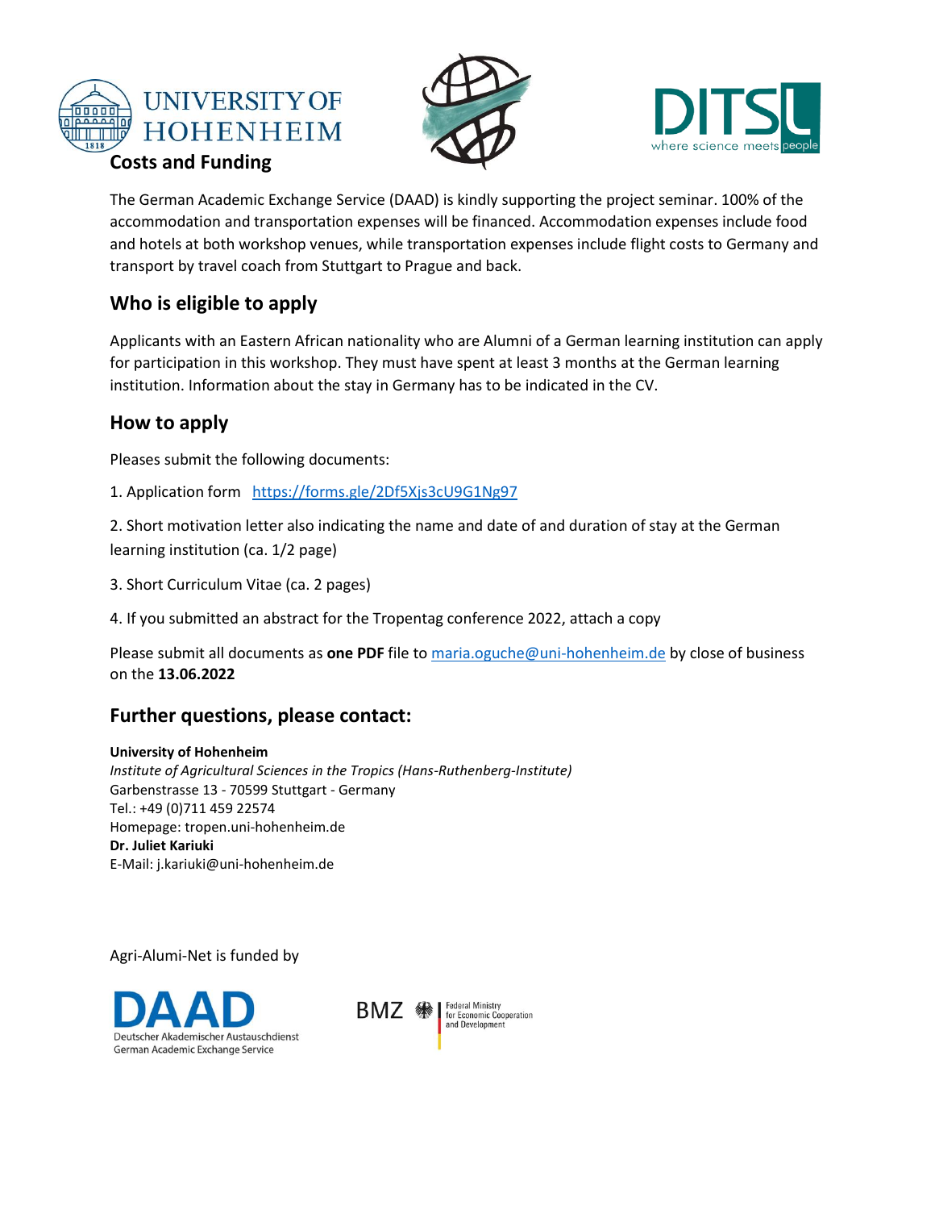## Costs and Funding

The German Academic Exchange Service (DAAD) is kindly supporting the project seminar. 100% of the accommodation and transportation expenses will be financed. Accommodation expenses include food and hotels at both workshop venues, while transportation expenses include flight costs to Germany and transport by travel coach from Stuttgart to Prague and back.

## Who is eligible to apply

Applicants with an Eastern African nationality who are Alumni of a German learning institution can apply for participation in this workshop. They must have spent at least 3 months at the German learning institution. Information about the stay in Germany has to be indicated in the CV.

## How to apply

Pleases submit the following documents:

1. Application form https://forms.gle/2Df5Xjs3cU9G1Ng97

2. Short motivation letter also indicating the name and date of and duration of stay at the German learning institution (ca. 1/2 page)

3. Short Curriculum Vitae (ca. 2 pages)

4. If you submitted an abstract for the Tropentag conference 2022, attach a copy

Please submit all documents as **one PDF** file to maria.oguche@uni-hohenheim.de by close of business on the **13.06.2022**

## Further questions, please contact:

**University of Hohenheim**
*Institute of Agricultural Sciences in the Tropics (Hans-Ruthenberg-Institute)*
Garbenstrasse 13 - 70599 Stuttgart - Germany
Tel.: +49 (0)711 459 22574
Homepage: tropen.uni-hohenheim.de
**Dr. Juliet Kariuki**
E-Mail: j.kariuki@uni-hohenheim.de

Agri-Alumi-Net is funded by

DAAD Deutscher Akademischer Austauschdienst German Academic Exchange Service

BMZ Federal Ministry for Economic Cooperation and Development